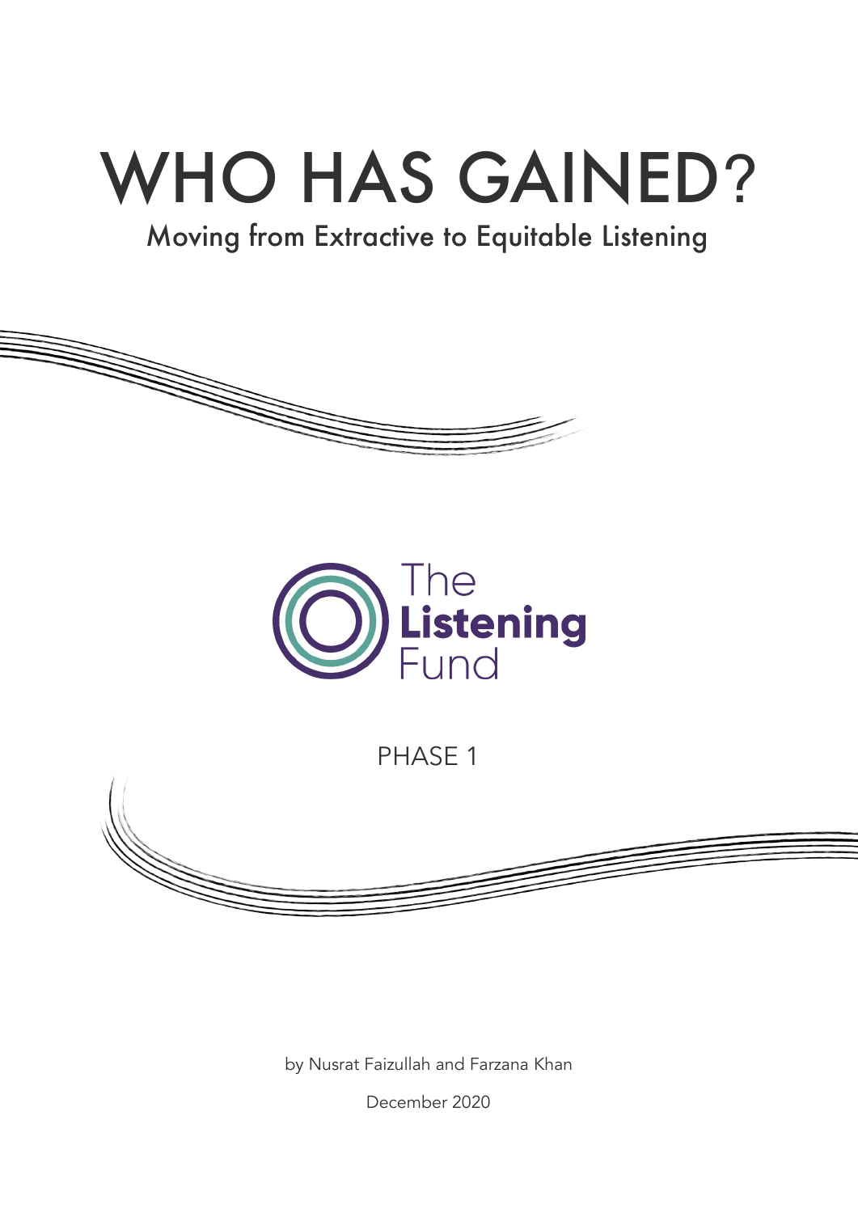# WHO HAS GAINED?

## Moving from Extractive to Equitable Listening

The Listening Fund

PHASE 1

by Nusrat Faizullah and Farzana Khan

December 2020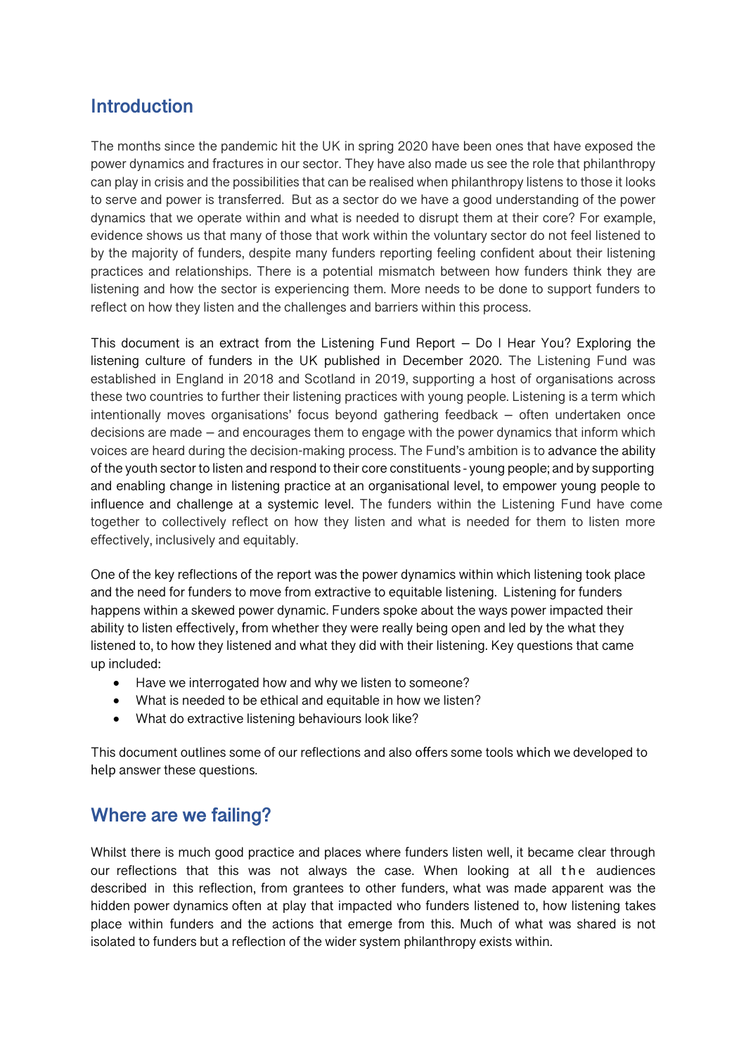## Introduction

The months since the pandemic hit the UK in spring 2020 have been ones that have exposed the power dynamics and fractures in our sector. They have also made us see the role that philanthropy can play in crisis and the possibilities that can be realised when philanthropy listens to those it looks to serve and power is transferred. But as a sector do we have a good understanding of the power dynamics that we operate within and what is needed to disrupt them at their core? For example, evidence shows us that many of those that work within the voluntary sector do not feel listened to by the majority of funders, despite many funders reporting feeling confident about their listening practices and relationships. There is a potential mismatch between how funders think they are listening and how the sector is experiencing them. More needs to be done to support funders to reflect on how they listen and the challenges and barriers within this process.

This document is an extract from the Listening Fund Report – Do I Hear You? Exploring the listening culture of funders in the UK published in December 2020. The Listening Fund was established in England in 2018 and Scotland in 2019, supporting a host of organisations across these two countries to further their listening practices with young people. Listening is a term which intentionally moves organisations' focus beyond gathering feedback – often undertaken once decisions are made – and encourages them to engage with the power dynamics that inform which voices are heard during the decision-making process. The Fund's ambition is to advance the ability of the youth sector to listen and respond to their core constituents - young people; and by supporting and enabling change in listening practice at an organisational level, to empower young people to influence and challenge at a systemic level. The funders within the Listening Fund have come together to collectively reflect on how they listen and what is needed for them to listen more effectively, inclusively and equitably.

One of the key reflections of the report was the power dynamics within which listening took place and the need for funders to move from extractive to equitable listening. Listening for funders happens within a skewed power dynamic. Funders spoke about the ways power impacted their ability to listen effectively, from whether they were really being open and led by the what they listened to, to how they listened and what they did with their listening. Key questions that came up included:

- Have we interrogated how and why we listen to someone?
- What is needed to be ethical and equitable in how we listen?
- What do extractive listening behaviours look like?

This document outlines some of our reflections and also offers some tools which we developed to help answer these questions.

## Where are we failing?

Whilst there is much good practice and places where funders listen well, it became clear through our reflections that this was not always the case. When looking at all the audiences described in this reflection, from grantees to other funders, what was made apparent was the hidden power dynamics often at play that impacted who funders listened to, how listening takes place within funders and the actions that emerge from this. Much of what was shared is not isolated to funders but a reflection of the wider system philanthropy exists within.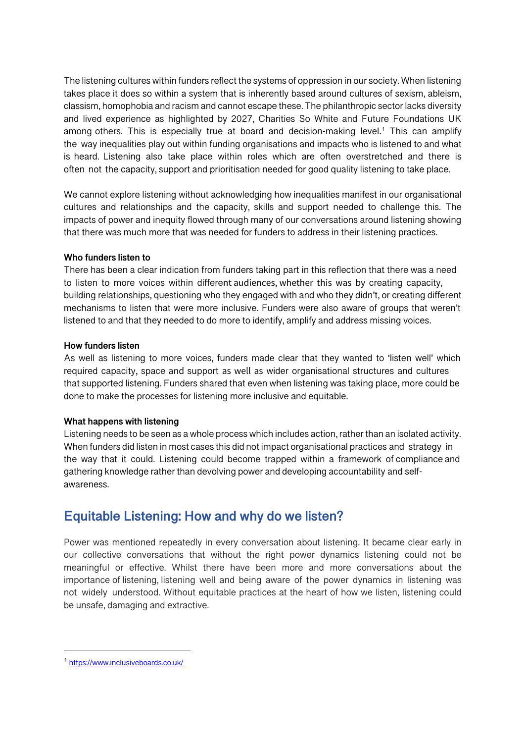The listening cultures within funders reflect the systems of oppression in our society. When listening takes place it does so within a system that is inherently based around cultures of sexism, ableism, classism, homophobia and racism and cannot escape these. The philanthropic sector lacks diversity and lived experience as highlighted by 2027, Charities So White and Future Foundations UK among others. This is especially true at board and decision-making level.[1] This can amplify the way inequalities play out within funding organisations and impacts who is listened to and what is heard. Listening also take place within roles which are often overstretched and there is often not the capacity, support and prioritisation needed for good quality listening to take place.

We cannot explore listening without acknowledging how inequalities manifest in our organisational cultures and relationships and the capacity, skills and support needed to challenge this. The impacts of power and inequity flowed through many of our conversations around listening showing that there was much more that was needed for funders to address in their listening practices.

**Who funders listen to**

There has been a clear indication from funders taking part in this reflection that there was a need to listen to more voices within different audiences, whether this was by creating capacity, building relationships, questioning who they engaged with and who they didn't, or creating different mechanisms to listen that were more inclusive. Funders were also aware of groups that weren't listened to and that they needed to do more to identify, amplify and address missing voices.

**How funders listen**

As well as listening to more voices, funders made clear that they wanted to 'listen well' which required capacity, space and support as well as wider organisational structures and cultures that supported listening. Funders shared that even when listening was taking place, more could be done to make the processes for listening more inclusive and equitable.

**What happens with listening**

Listening needs to be seen as a whole process which includes action, rather than an isolated activity. When funders did listen in most cases this did not impact organisational practices and strategy in the way that it could. Listening could become trapped within a framework of compliance and gathering knowledge rather than devolving power and developing accountability and self-awareness.

## Equitable Listening: How and why do we listen?

Power was mentioned repeatedly in every conversation about listening. It became clear early in our collective conversations that without the right power dynamics listening could not be meaningful or effective. Whilst there have been more and more conversations about the importance of listening, listening well and being aware of the power dynamics in listening was not widely understood. Without equitable practices at the heart of how we listen, listening could be unsafe, damaging and extractive.

---

[1] https://www.inclusiveboards.co.uk/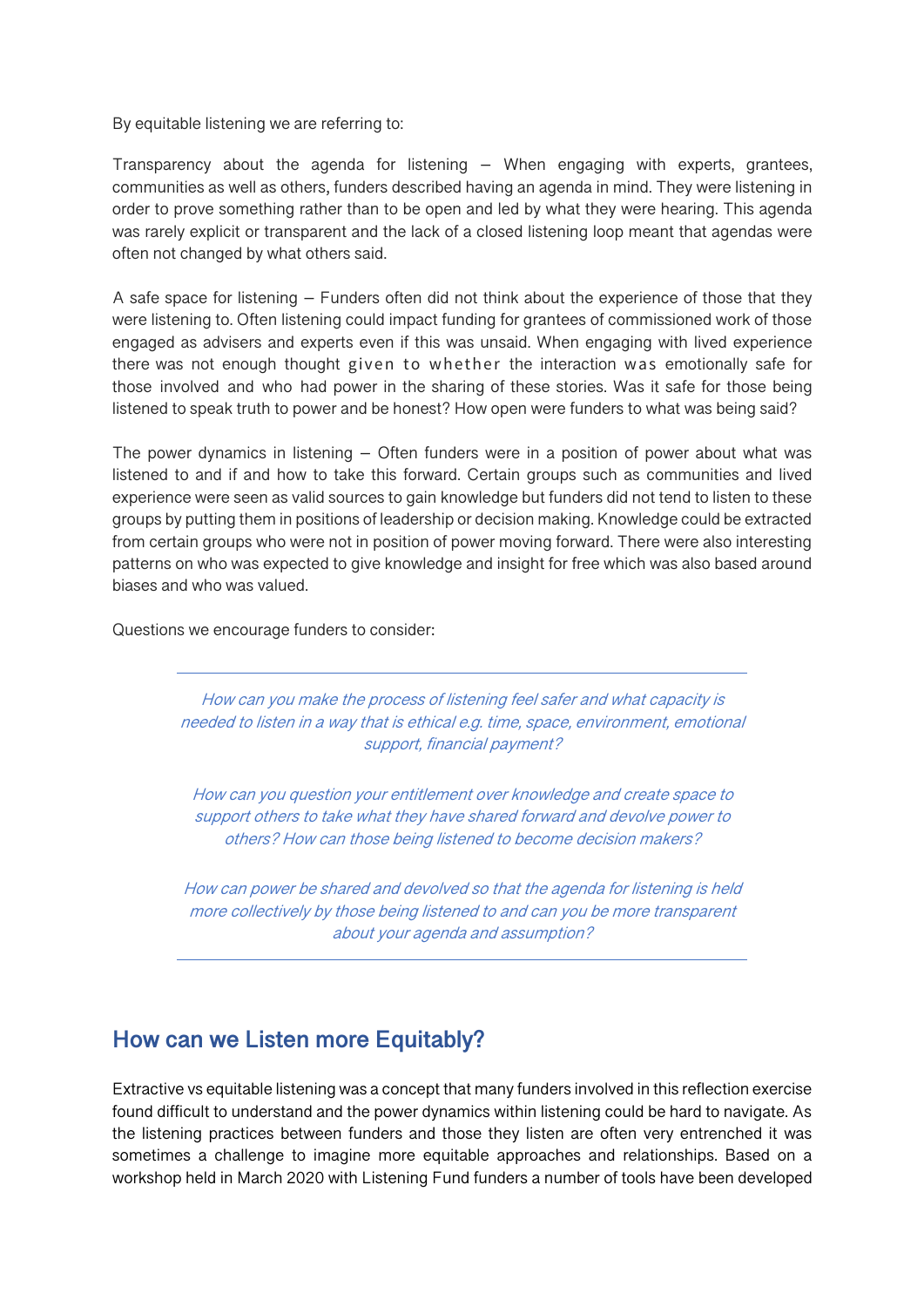By equitable listening we are referring to:

Transparency about the agenda for listening – When engaging with experts, grantees, communities as well as others, funders described having an agenda in mind. They were listening in order to prove something rather than to be open and led by what they were hearing. This agenda was rarely explicit or transparent and the lack of a closed listening loop meant that agendas were often not changed by what others said.

A safe space for listening – Funders often did not think about the experience of those that they were listening to. Often listening could impact funding for grantees of commissioned work of those engaged as advisers and experts even if this was unsaid. When engaging with lived experience there was not enough thought given to whether the interaction was emotionally safe for those involved and who had power in the sharing of these stories. Was it safe for those being listened to speak truth to power and be honest? How open were funders to what was being said?

The power dynamics in listening – Often funders were in a position of power about what was listened to and if and how to take this forward. Certain groups such as communities and lived experience were seen as valid sources to gain knowledge but funders did not tend to listen to these groups by putting them in positions of leadership or decision making. Knowledge could be extracted from certain groups who were not in position of power moving forward. There were also interesting patterns on who was expected to give knowledge and insight for free which was also based around biases and who was valued.

Questions we encourage funders to consider:

---

*How can you make the process of listening feel safer and what capacity is needed to listen in a way that is ethical e.g. time, space, environment, emotional support, financial payment?*

*How can you question your entitlement over knowledge and create space to support others to take what they have shared forward and devolve power to others? How can those being listened to become decision makers?*

*How can power be shared and devolved so that the agenda for listening is held more collectively by those being listened to and can you be more transparent about your agenda and assumption?*

---

## How can we Listen more Equitably?

Extractive vs equitable listening was a concept that many funders involved in this reflection exercise found difficult to understand and the power dynamics within listening could be hard to navigate. As the listening practices between funders and those they listen are often very entrenched it was sometimes a challenge to imagine more equitable approaches and relationships. Based on a workshop held in March 2020 with Listening Fund funders a number of tools have been developed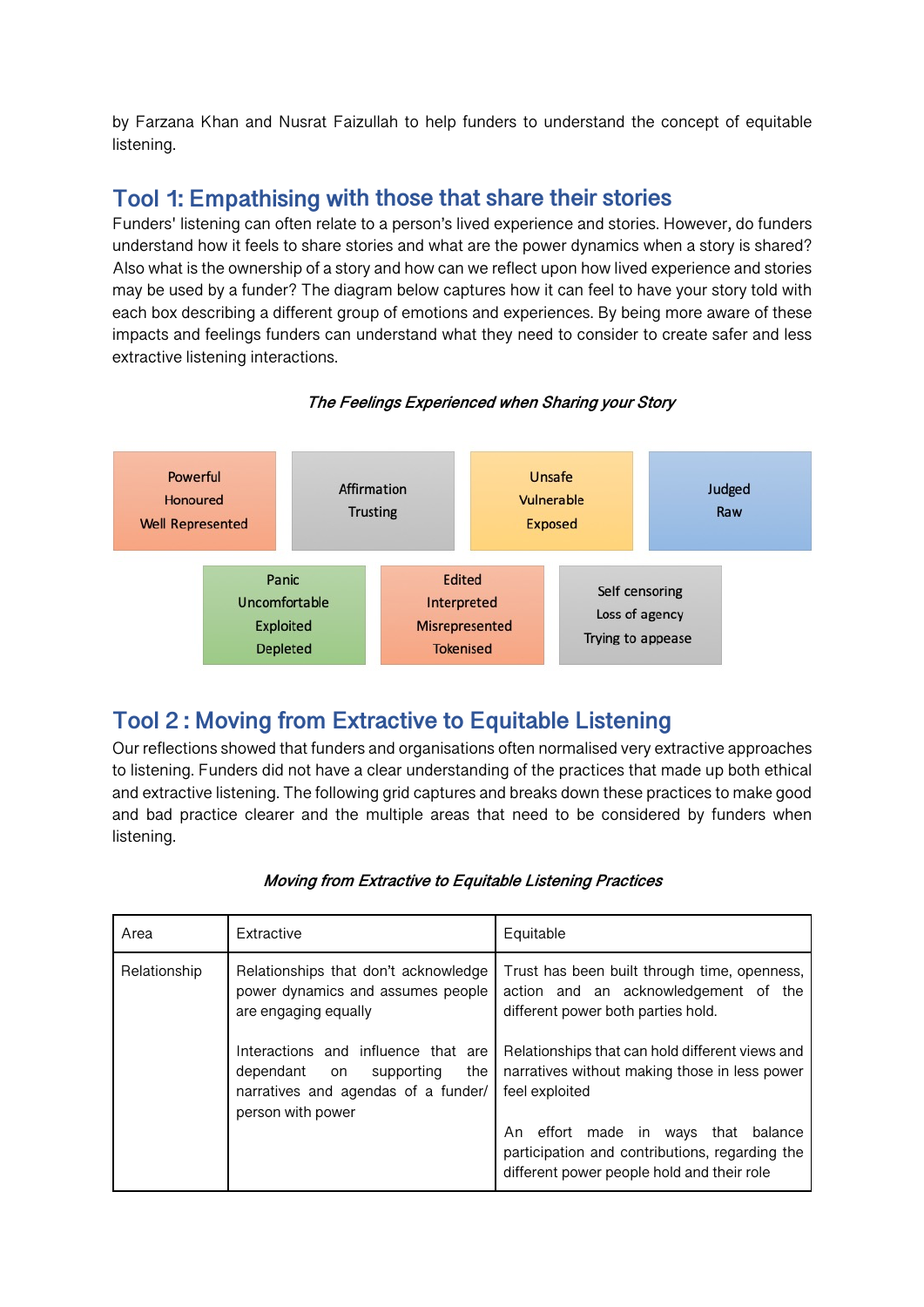by Farzana Khan and Nusrat Faizullah to help funders to understand the concept of equitable listening.

## Tool 1: Empathising with those that share their stories

Funders' listening can often relate to a person's lived experience and stories. However, do funders understand how it feels to share stories and what are the power dynamics when a story is shared? Also what is the ownership of a story and how can we reflect upon how lived experience and stories may be used by a funder? The diagram below captures how it can feel to have your story told with each box describing a different group of emotions and experiences. By being more aware of these impacts and feelings funders can understand what they need to consider to create safer and less extractive listening interactions.

*The Feelings Experienced when Sharing your Story*

Powerful
Honoured
Well Represented

Affirmation
Trusting

Unsafe
Vulnerable
Exposed

Judged
Raw

Panic
Uncomfortable
Exploited
Depleted

Edited
Interpreted
Misrepresented
Tokenised

Self censoring
Loss of agency
Trying to appease

## Tool 2 : Moving from Extractive to Equitable Listening

Our reflections showed that funders and organisations often normalised very extractive approaches to listening. Funders did not have a clear understanding of the practices that made up both ethical and extractive listening. The following grid captures and breaks down these practices to make good and bad practice clearer and the multiple areas that need to be considered by funders when listening.

*Moving from Extractive to Equitable Listening Practices*

| Area | Extractive | Equitable |
|---|---|---|
| Relationship | Relationships that don't acknowledge power dynamics and assumes people are engaging equally<br><br>Interactions and influence that are dependant on supporting the narratives and agendas of a funder/ person with power | Trust has been built through time, openness, action and an acknowledgement of the different power both parties hold.<br><br>Relationships that can hold different views and narratives without making those in less power feel exploited<br><br>An effort made in ways that balance participation and contributions, regarding the different power people hold and their role |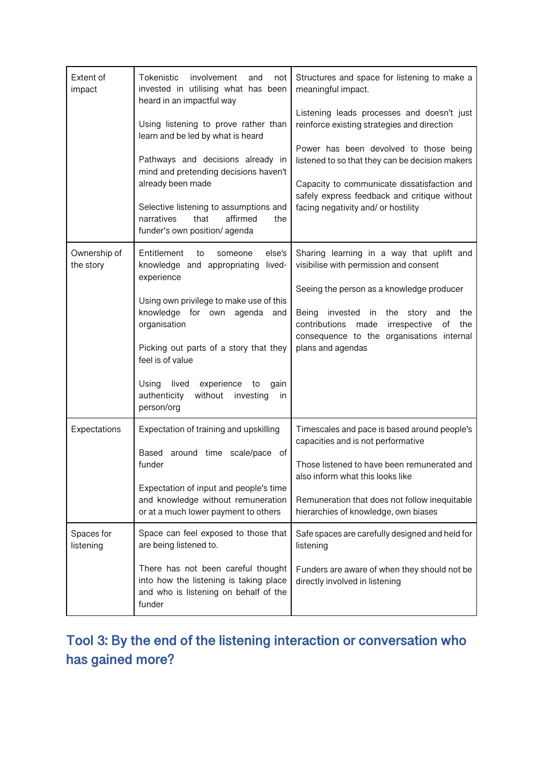| | | |
|---|---|---|
| Extent of impact | Tokenistic involvement and not invested in utilising what has been heard in an impactful way<br><br>Using listening to prove rather than learn and be led by what is heard<br><br>Pathways and decisions already in mind and pretending decisions haven't already been made<br><br>Selective listening to assumptions and narratives that affirmed the funder's own position/ agenda | Structures and space for listening to make a meaningful impact.<br><br>Listening leads processes and doesn't just reinforce existing strategies and direction<br><br>Power has been devolved to those being listened to so that they can be decision makers<br><br>Capacity to communicate dissatisfaction and safely express feedback and critique without facing negativity and/ or hostility |
| Ownership of the story | Entitlement to someone else's knowledge and appropriating lived-experience<br><br>Using own privilege to make use of this knowledge for own agenda and organisation<br><br>Picking out parts of a story that they feel is of value<br><br>Using lived experience to gain authenticity without investing in person/org | Sharing learning in a way that uplift and visibilise with permission and consent<br><br>Seeing the person as a knowledge producer<br><br>Being invested in the story and the contributions made irrespective of the consequence to the organisations internal plans and agendas |
| Expectations | Expectation of training and upskilling<br><br>Based around time scale/pace of funder<br><br>Expectation of input and people's time and knowledge without remuneration or at a much lower payment to others | Timescales and pace is based around people's capacities and is not performative<br><br>Those listened to have been remunerated and also inform what this looks like<br><br>Remuneration that does not follow inequitable hierarchies of knowledge, own biases |
| Spaces for listening | Space can feel exposed to those that are being listened to.<br><br>There has not been careful thought into how the listening is taking place and who is listening on behalf of the funder | Safe spaces are carefully designed and held for listening<br><br>Funders are aware of when they should not be directly involved in listening |

## Tool 3: By the end of the listening interaction or conversation who has gained more?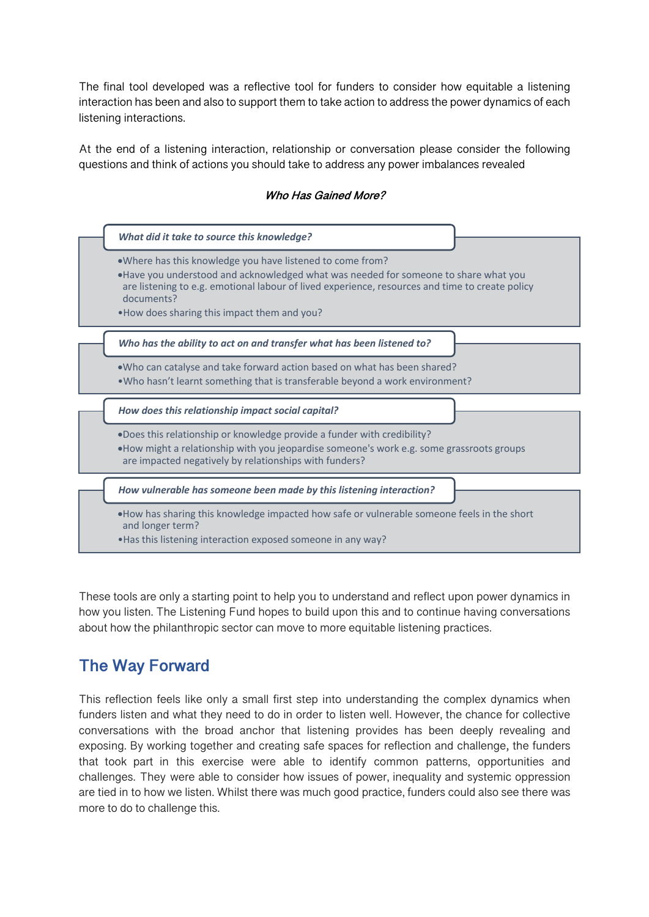The final tool developed was a reflective tool for funders to consider how equitable a listening interaction has been and also to support them to take action to address the power dynamics of each listening interactions.

At the end of a listening interaction, relationship or conversation please consider the following questions and think of actions you should take to address any power imbalances revealed

***Who Has Gained More?***

***What did it take to source this knowledge?***

- Where has this knowledge you have listened to come from?
- Have you understood and acknowledged what was needed for someone to share what you are listening to e.g. emotional labour of lived experience, resources and time to create policy documents?
- How does sharing this impact them and you?

***Who has the ability to act on and transfer what has been listened to?***

- Who can catalyse and take forward action based on what has been shared?
- Who hasn't learnt something that is transferable beyond a work environment?

***How does this relationship impact social capital?***

- Does this relationship or knowledge provide a funder with credibility?
- How might a relationship with you jeopardise someone's work e.g. some grassroots groups are impacted negatively by relationships with funders?

***How vulnerable has someone been made by this listening interaction?***

- How has sharing this knowledge impacted how safe or vulnerable someone feels in the short and longer term?
- Has this listening interaction exposed someone in any way?

These tools are only a starting point to help you to understand and reflect upon power dynamics in how you listen. The Listening Fund hopes to build upon this and to continue having conversations about how the philanthropic sector can move to more equitable listening practices.

## The Way Forward

This reflection feels like only a small first step into understanding the complex dynamics when funders listen and what they need to do in order to listen well. However, the chance for collective conversations with the broad anchor that listening provides has been deeply revealing and exposing. By working together and creating safe spaces for reflection and challenge, the funders that took part in this exercise were able to identify common patterns, opportunities and challenges. They were able to consider how issues of power, inequality and systemic oppression are tied in to how we listen. Whilst there was much good practice, funders could also see there was more to do to challenge this.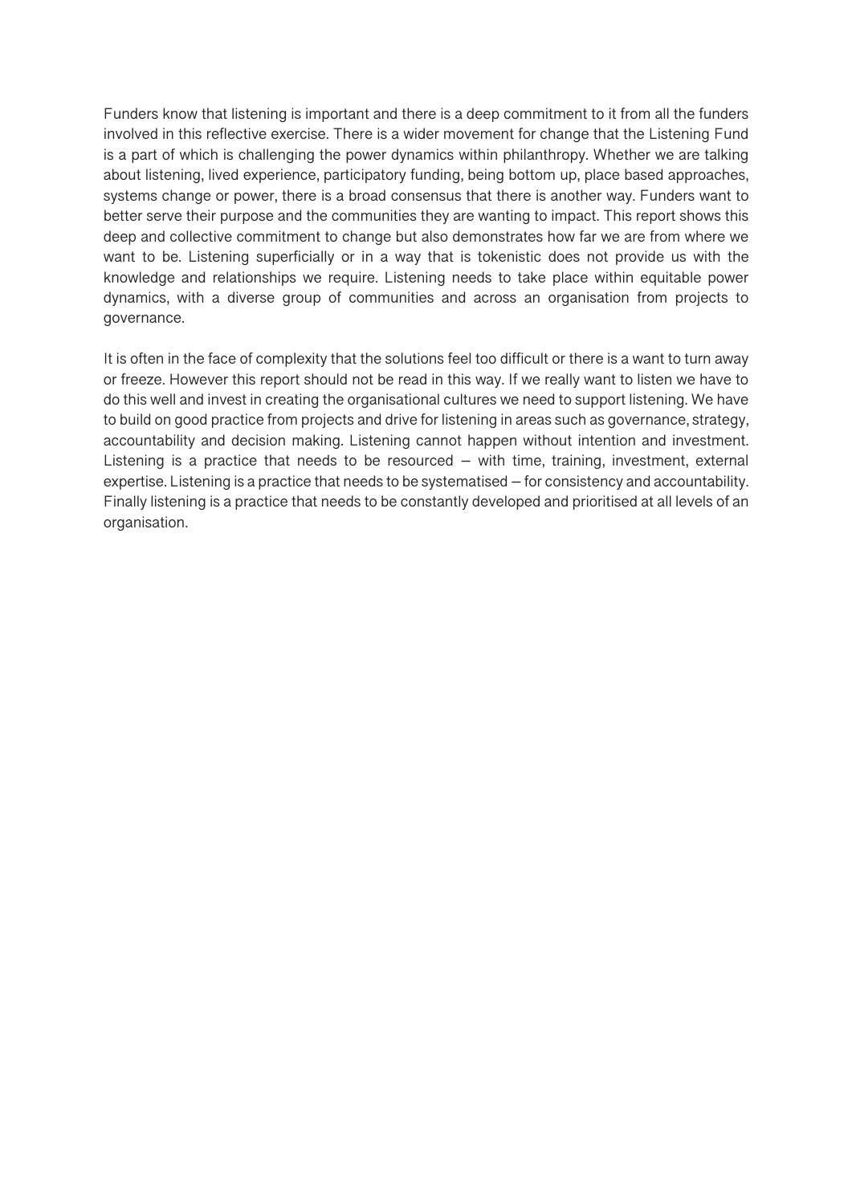Funders know that listening is important and there is a deep commitment to it from all the funders involved in this reflective exercise. There is a wider movement for change that the Listening Fund is a part of which is challenging the power dynamics within philanthropy. Whether we are talking about listening, lived experience, participatory funding, being bottom up, place based approaches, systems change or power, there is a broad consensus that there is another way. Funders want to better serve their purpose and the communities they are wanting to impact. This report shows this deep and collective commitment to change but also demonstrates how far we are from where we want to be. Listening superficially or in a way that is tokenistic does not provide us with the knowledge and relationships we require. Listening needs to take place within equitable power dynamics, with a diverse group of communities and across an organisation from projects to governance.

It is often in the face of complexity that the solutions feel too difficult or there is a want to turn away or freeze. However this report should not be read in this way. If we really want to listen we have to do this well and invest in creating the organisational cultures we need to support listening. We have to build on good practice from projects and drive for listening in areas such as governance, strategy, accountability and decision making. Listening cannot happen without intention and investment. Listening is a practice that needs to be resourced – with time, training, investment, external expertise. Listening is a practice that needs to be systematised – for consistency and accountability. Finally listening is a practice that needs to be constantly developed and prioritised at all levels of an organisation.